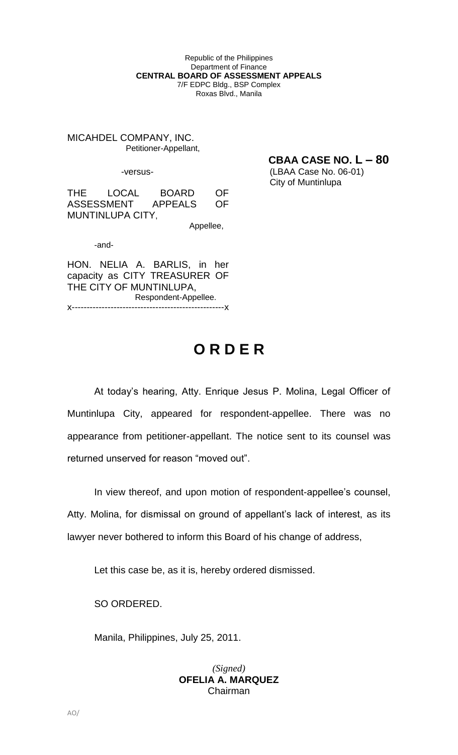Republic of the Philippines
Department of Finance
**CENTRAL BOARD OF ASSESSMENT APPEALS**
7/F EDPC Bldg., BSP Complex
Roxas Blvd., Manila

MICAHDEL COMPANY, INC.
Petitioner-Appellant,

-versus-

THE LOCAL BOARD OF ASSESSMENT APPEALS OF MUNTINLUPA CITY,
Appellee,

-and-

HON. NELIA A. BARLIS, in her capacity as CITY TREASURER OF THE CITY OF MUNTINLUPA,
Respondent-Appellee.
x---------------------------------------------------x

**CBAA CASE NO. L – 80**
(LBAA Case No. 06-01)
City of Muntinlupa

# O R D E R

At today's hearing, Atty. Enrique Jesus P. Molina, Legal Officer of Muntinlupa City, appeared for respondent-appellee. There was no appearance from petitioner-appellant. The notice sent to its counsel was returned unserved for reason "moved out".

In view thereof, and upon motion of respondent-appellee's counsel, Atty. Molina, for dismissal on ground of appellant's lack of interest, as its lawyer never bothered to inform this Board of his change of address,

Let this case be, as it is, hereby ordered dismissed.

SO ORDERED.

Manila, Philippines, July 25, 2011.

*(Signed)*
**OFELIA A. MARQUEZ**
Chairman

AO/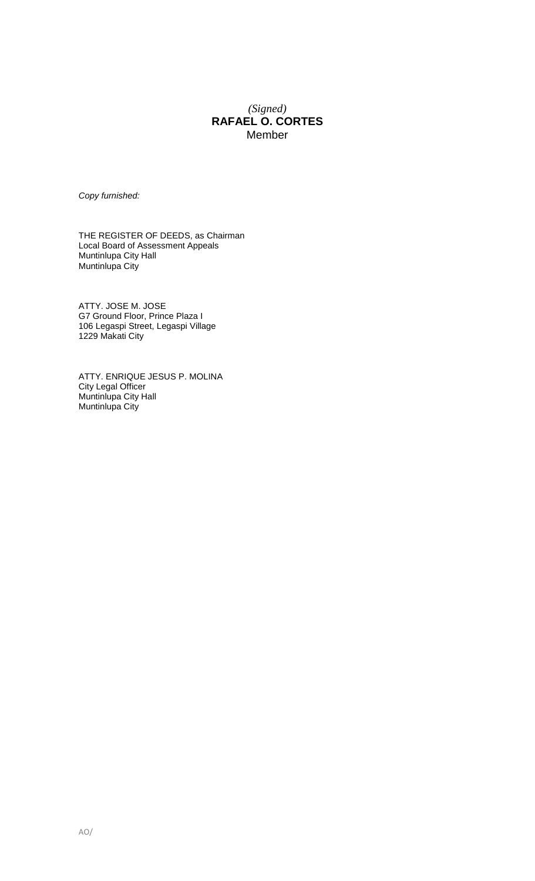*(Signed)*
**RAFAEL O. CORTES**
Member

*Copy furnished:*

THE REGISTER OF DEEDS, as Chairman
Local Board of Assessment Appeals
Muntinlupa City Hall
Muntinlupa City

ATTY. JOSE M. JOSE
G7 Ground Floor, Prince Plaza I
106 Legaspi Street, Legaspi Village
1229 Makati City

ATTY. ENRIQUE JESUS P. MOLINA
City Legal Officer
Muntinlupa City Hall
Muntinlupa City

AO/